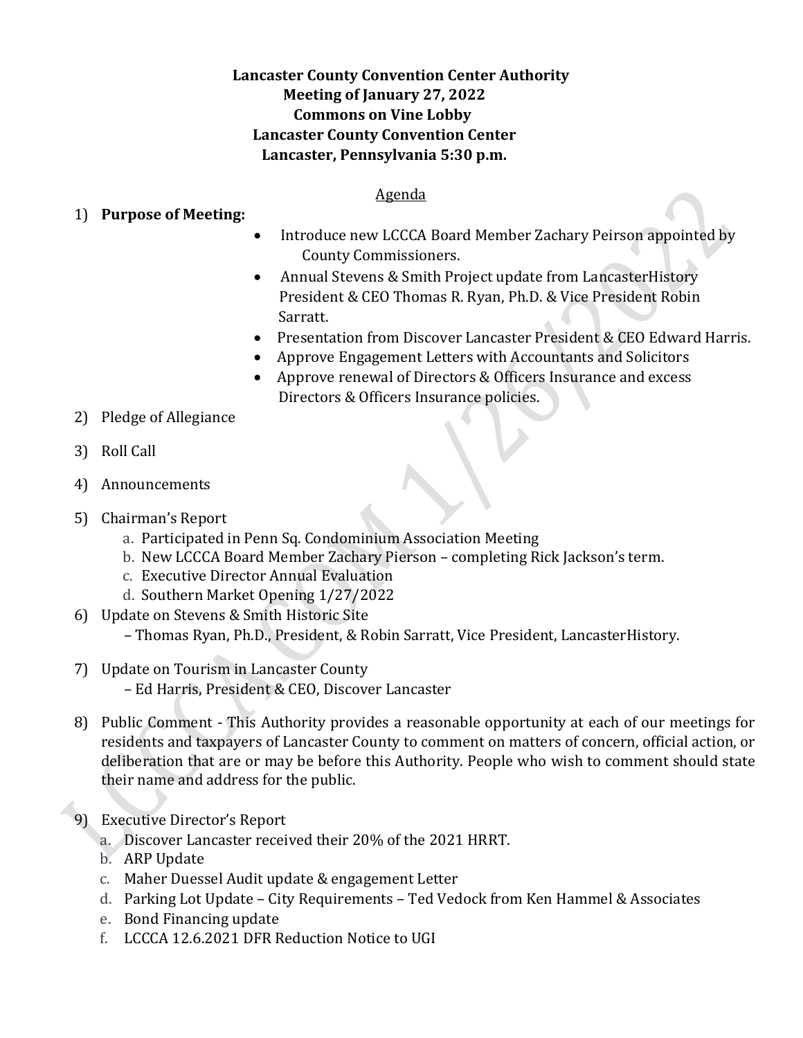**Lancaster County Convention Center Authority**
**Meeting of January 27, 2022**
**Commons on Vine Lobby**
**Lancaster County Convention Center**
**Lancaster, Pennsylvania 5:30 p.m.**

Agenda

1) **Purpose of Meeting:**
   - Introduce new LCCCA Board Member Zachary Peirson appointed by County Commissioners.
   - Annual Stevens & Smith Project update from LancasterHistory President & CEO Thomas R. Ryan, Ph.D. & Vice President Robin Sarratt.
   - Presentation from Discover Lancaster President & CEO Edward Harris.
   - Approve Engagement Letters with Accountants and Solicitors
   - Approve renewal of Directors & Officers Insurance and excess Directors & Officers Insurance policies.
2) Pledge of Allegiance
3) Roll Call
4) Announcements
5) Chairman's Report
   a. Participated in Penn Sq. Condominium Association Meeting
   b. New LCCCA Board Member Zachary Pierson – completing Rick Jackson's term.
   c. Executive Director Annual Evaluation
   d. Southern Market Opening 1/27/2022
6) Update on Stevens & Smith Historic Site
   – Thomas Ryan, Ph.D., President, & Robin Sarratt, Vice President, LancasterHistory.
7) Update on Tourism in Lancaster County
   – Ed Harris, President & CEO, Discover Lancaster
8) Public Comment - This Authority provides a reasonable opportunity at each of our meetings for residents and taxpayers of Lancaster County to comment on matters of concern, official action, or deliberation that are or may be before this Authority. People who wish to comment should state their name and address for the public.
9) Executive Director's Report
   a. Discover Lancaster received their 20% of the 2021 HRRT.
   b. ARP Update
   c. Maher Duessel Audit update & engagement Letter
   d. Parking Lot Update – City Requirements – Ted Vedock from Ken Hammel & Associates
   e. Bond Financing update
   f. LCCCA 12.6.2021 DFR Reduction Notice to UGI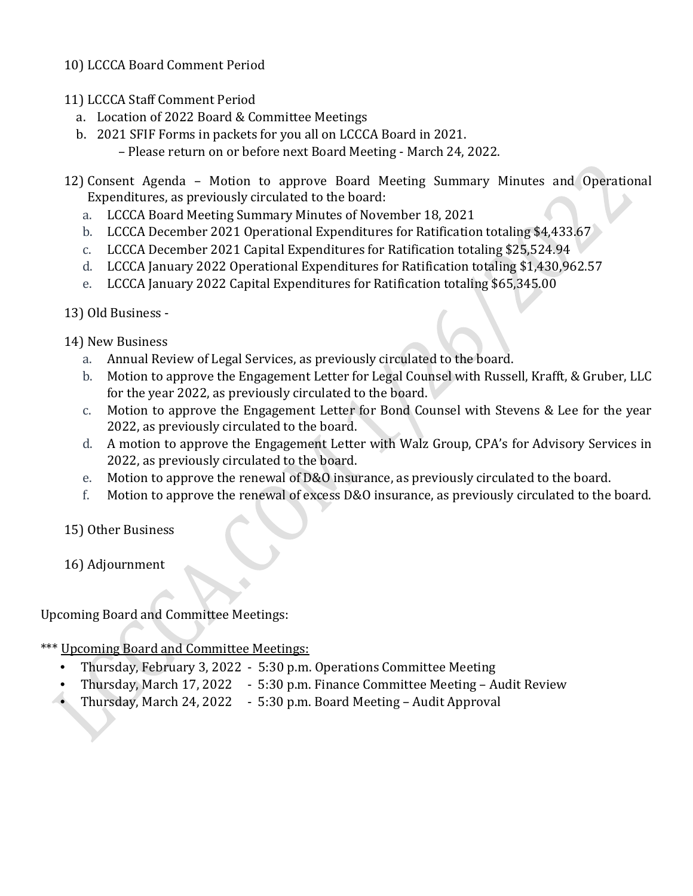10) LCCCA Board Comment Period

11) LCCCA Staff Comment Period
   a. Location of 2022 Board & Committee Meetings
   b. 2021 SFIF Forms in packets for you all on LCCCA Board in 2021.
      – Please return on or before next Board Meeting - March 24, 2022.

12) Consent Agenda – Motion to approve Board Meeting Summary Minutes and Operational Expenditures, as previously circulated to the board:
   a. LCCCA Board Meeting Summary Minutes of November 18, 2021
   b. LCCCA December 2021 Operational Expenditures for Ratification totaling $4,433.67
   c. LCCCA December 2021 Capital Expenditures for Ratification totaling $25,524.94
   d. LCCCA January 2022 Operational Expenditures for Ratification totaling $1,430,962.57
   e. LCCCA January 2022 Capital Expenditures for Ratification totaling $65,345.00

13) Old Business -

14) New Business
   a. Annual Review of Legal Services, as previously circulated to the board.
   b. Motion to approve the Engagement Letter for Legal Counsel with Russell, Krafft, & Gruber, LLC for the year 2022, as previously circulated to the board.
   c. Motion to approve the Engagement Letter for Bond Counsel with Stevens & Lee for the year 2022, as previously circulated to the board.
   d. A motion to approve the Engagement Letter with Walz Group, CPA's for Advisory Services in 2022, as previously circulated to the board.
   e. Motion to approve the renewal of D&O insurance, as previously circulated to the board.
   f. Motion to approve the renewal of excess D&O insurance, as previously circulated to the board.

15) Other Business

16) Adjournment

Upcoming Board and Committee Meetings:

*** Upcoming Board and Committee Meetings:

- Thursday, February 3, 2022 - 5:30 p.m. Operations Committee Meeting
- Thursday, March 17, 2022 - 5:30 p.m. Finance Committee Meeting – Audit Review
- Thursday, March 24, 2022 - 5:30 p.m. Board Meeting – Audit Approval